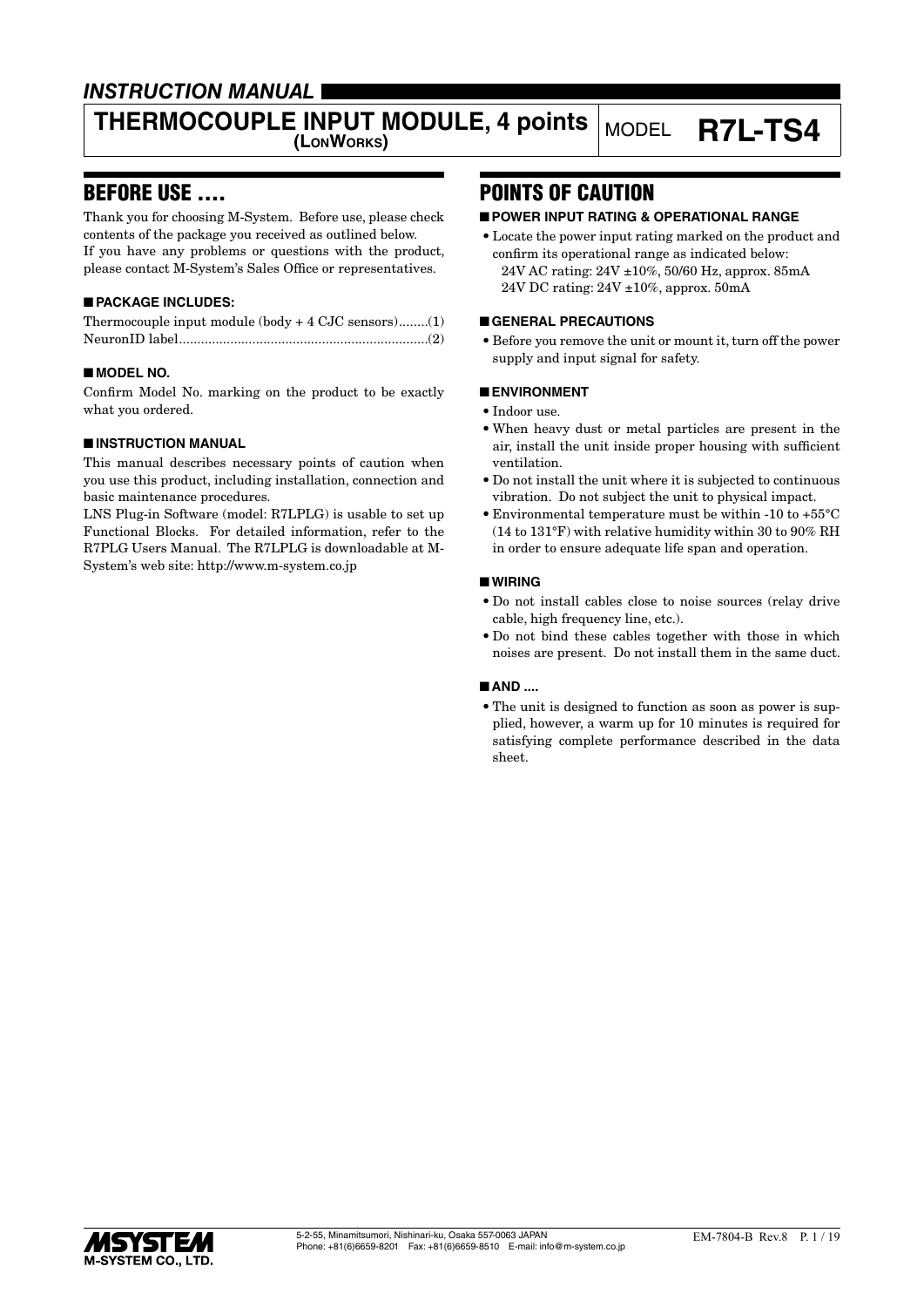# INSTRUCTION MANUAL

# THERMOCOUPLE INPUT MODULE, 4 points (LONWORKS) — MODEL R7L-TS4

## BEFORE USE ....

Thank you for choosing M-System. Before use, please check contents of the package you received as outlined below.
If you have any problems or questions with the product, please contact M-System's Sales Office or representatives.

### ■ PACKAGE INCLUDES:

Thermocouple input module (body + 4 CJC sensors)........(1)
NeuronID label....................................................................(2)

### ■ MODEL NO.

Confirm Model No. marking on the product to be exactly what you ordered.

### ■ INSTRUCTION MANUAL

This manual describes necessary points of caution when you use this product, including installation, connection and basic maintenance procedures.
LNS Plug-in Software (model: R7LPLG) is usable to set up Functional Blocks. For detailed information, refer to the R7PLG Users Manual. The R7LPLG is downloadable at M-System's web site: http://www.m-system.co.jp

## POINTS OF CAUTION

### ■ POWER INPUT RATING & OPERATIONAL RANGE

- Locate the power input rating marked on the product and confirm its operational range as indicated below:
  24V AC rating: 24V ±10%, 50/60 Hz, approx. 85mA
  24V DC rating: 24V ±10%, approx. 50mA

### ■ GENERAL PRECAUTIONS

- Before you remove the unit or mount it, turn off the power supply and input signal for safety.

### ■ ENVIRONMENT

- Indoor use.
- When heavy dust or metal particles are present in the air, install the unit inside proper housing with sufficient ventilation.
- Do not install the unit where it is subjected to continuous vibration. Do not subject the unit to physical impact.
- Environmental temperature must be within -10 to +55°C (14 to 131°F) with relative humidity within 30 to 90% RH in order to ensure adequate life span and operation.

### ■ WIRING

- Do not install cables close to noise sources (relay drive cable, high frequency line, etc.).
- Do not bind these cables together with those in which noises are present. Do not install them in the same duct.

### ■ AND ....

- The unit is designed to function as soon as power is supplied, however, a warm up for 10 minutes is required for satisfying complete performance described in the data sheet.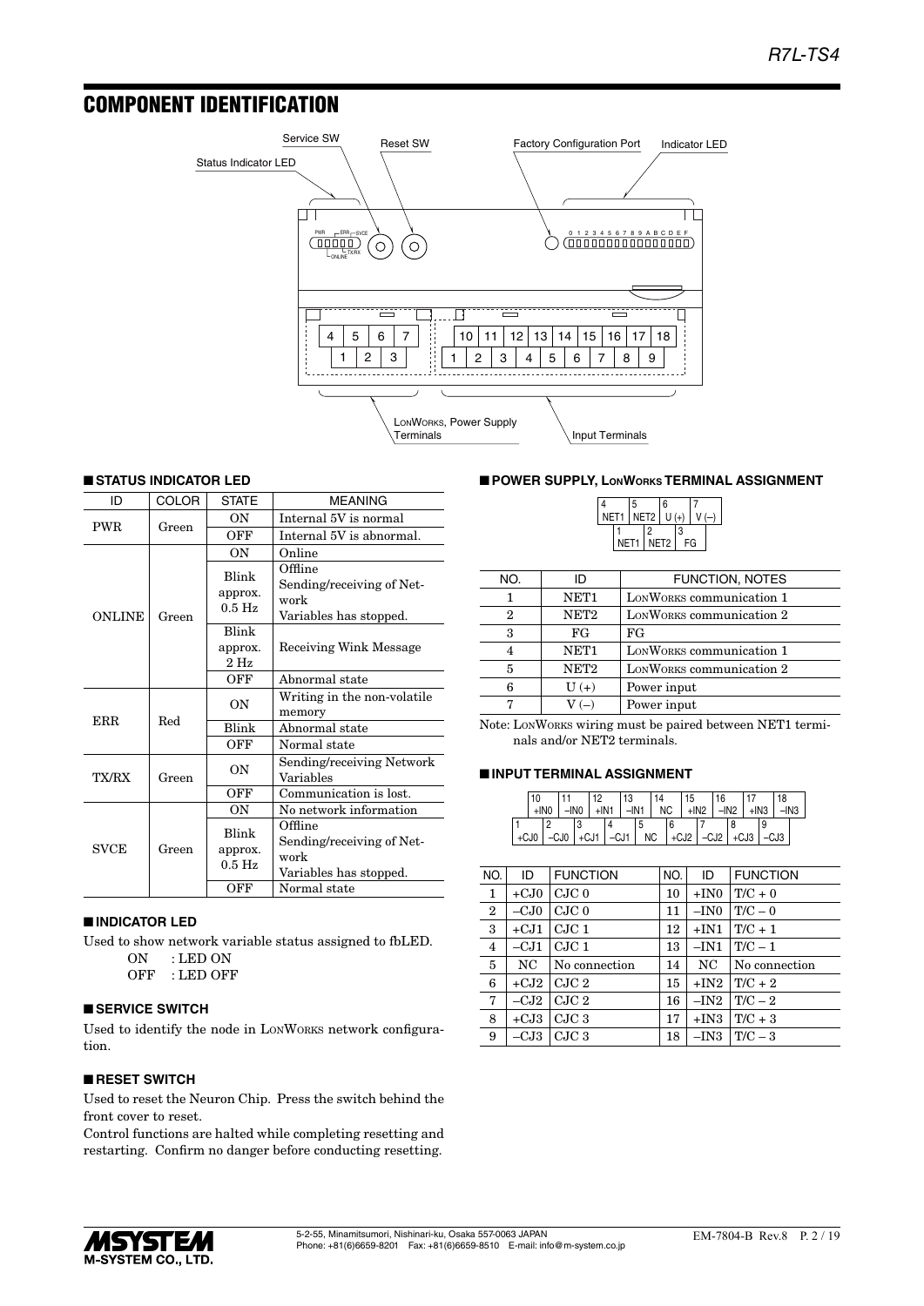# COMPONENT IDENTIFICATION

Service SW, Reset SW, Factory Configuration Port, Indicator LED, Status Indicator LED, LONWORKS, Power Supply Terminals, Input Terminals

## ■ STATUS INDICATOR LED

| ID | COLOR | STATE | MEANING |
|---|---|---|---|
| PWR | Green | ON | Internal 5V is normal |
| | | OFF | Internal 5V is abnormal. |
| ONLINE | Green | ON | Online |
| | | Blink approx. 0.5 Hz | Offline Sending/receiving of Network Variables has stopped. |
| | | Blink approx. 2 Hz | Receiving Wink Message |
| | | OFF | Abnormal state |
| ERR | Red | ON | Writing in the non-volatile memory |
| | | Blink | Abnormal state |
| | | OFF | Normal state |
| TX/RX | Green | ON | Sending/receiving Network Variables |
| | | OFF | Communication is lost. |
| SVCE | Green | ON | No network information |
| | | Blink approx. 0.5 Hz | Offline Sending/receiving of Network Variables has stopped. |
| | | OFF | Normal state |

## ■ INDICATOR LED

Used to show network variable status assigned to fbLED.

ON : LED ON
OFF : LED OFF

## ■ SERVICE SWITCH

Used to identify the node in LONWORKS network configuration.

## ■ RESET SWITCH

Used to reset the Neuron Chip. Press the switch behind the front cover to reset.

Control functions are halted while completing resetting and restarting. Confirm no danger before conducting resetting.

## ■ POWER SUPPLY, LONWORKS TERMINAL ASSIGNMENT

| NO. | ID | FUNCTION, NOTES |
|---|---|---|
| 1 | NET1 | LONWORKS communication 1 |
| 2 | NET2 | LONWORKS communication 2 |
| 3 | FG | FG |
| 4 | NET1 | LONWORKS communication 1 |
| 5 | NET2 | LONWORKS communication 2 |
| 6 | U (+) | Power input |
| 7 | V (–) | Power input |

Note: LONWORKS wiring must be paired between NET1 terminals and/or NET2 terminals.

## ■ INPUT TERMINAL ASSIGNMENT

| NO. | ID | FUNCTION | NO. | ID | FUNCTION |
|---|---|---|---|---|---|
| 1 | +CJ0 | CJC 0 | 10 | +IN0 | T/C + 0 |
| 2 | –CJ0 | CJC 0 | 11 | –IN0 | T/C – 0 |
| 3 | +CJ1 | CJC 1 | 12 | +IN1 | T/C + 1 |
| 4 | –CJ1 | CJC 1 | 13 | –IN1 | T/C – 1 |
| 5 | NC | No connection | 14 | NC | No connection |
| 6 | +CJ2 | CJC 2 | 15 | +IN2 | T/C + 2 |
| 7 | –CJ2 | CJC 2 | 16 | –IN2 | T/C – 2 |
| 8 | +CJ3 | CJC 3 | 17 | +IN3 | T/C + 3 |
| 9 | –CJ3 | CJC 3 | 18 | –IN3 | T/C – 3 |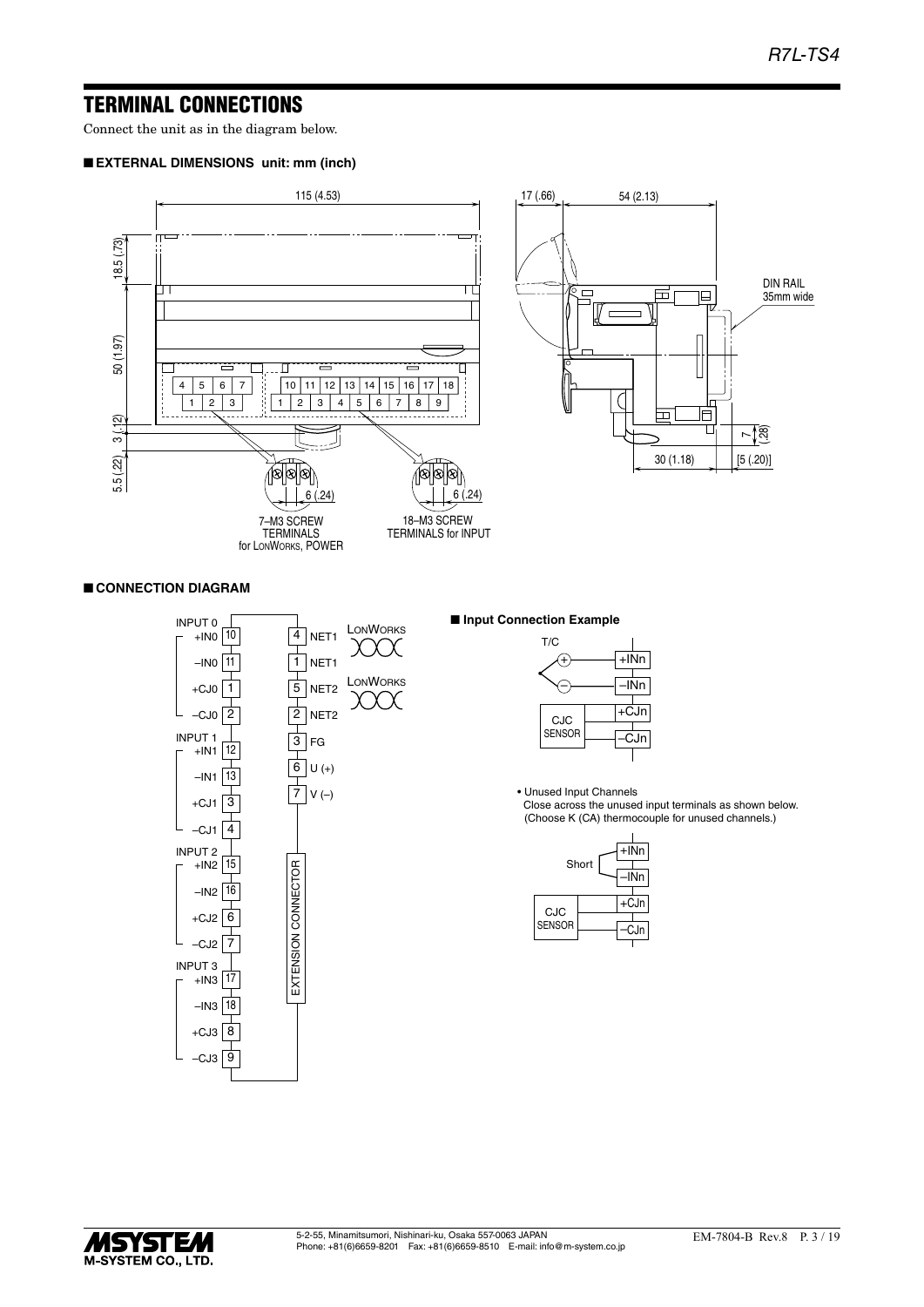## TERMINAL CONNECTIONS

Connect the unit as in the diagram below.

### ■ EXTERNAL DIMENSIONS unit: mm (inch)

115 (4.53)

18.5 (.73)

50 (1.97)

3 (.12)

5.5 (.22)

17 (.66)

54 (2.13)

DIN RAIL 35mm wide

7 (.28)

30 (1.18)

[5 (.20)]

6 (.24)

7–M3 SCREW TERMINALS for LONWORKS, POWER

18–M3 SCREW TERMINALS for INPUT

### ■ CONNECTION DIAGRAM

| Input | Signal | Terminal |
|---|---|---|
| INPUT 0 | +IN0 | 10 |
| | –IN0 | 11 |
| | +CJ0 | 1 |
| | –CJ0 | 2 |
| INPUT 1 | +IN1 | 12 |
| | –IN1 | 13 |
| | +CJ1 | 3 |
| | –CJ1 | 4 |
| INPUT 2 | +IN2 | 15 |
| | –IN2 | 16 |
| | +CJ2 | 6 |
| | –CJ2 | 7 |
| INPUT 3 | +IN3 | 17 |
| | –IN3 | 18 |
| | +CJ3 | 8 |
| | –CJ3 | 9 |

| Terminal | Signal |
|---|---|
| 4 | NET1 (LONWORKS) |
| 1 | NET1 (LONWORKS) |
| 5 | NET2 (LONWORKS) |
| 2 | NET2 (LONWORKS) |
| 3 | FG |
| 6 | U (+) |
| 7 | V (–) |

EXTENSION CONNECTOR

### ■ Input Connection Example

T/C (+) → +INn, (–) → –INn

CJC SENSOR → +CJn, –CJn

- Unused Input Channels
  Close across the unused input terminals as shown below.
  (Choose K (CA) thermocouple for unused channels.)

Short: +INn – –INn

CJC SENSOR → +CJn, –CJn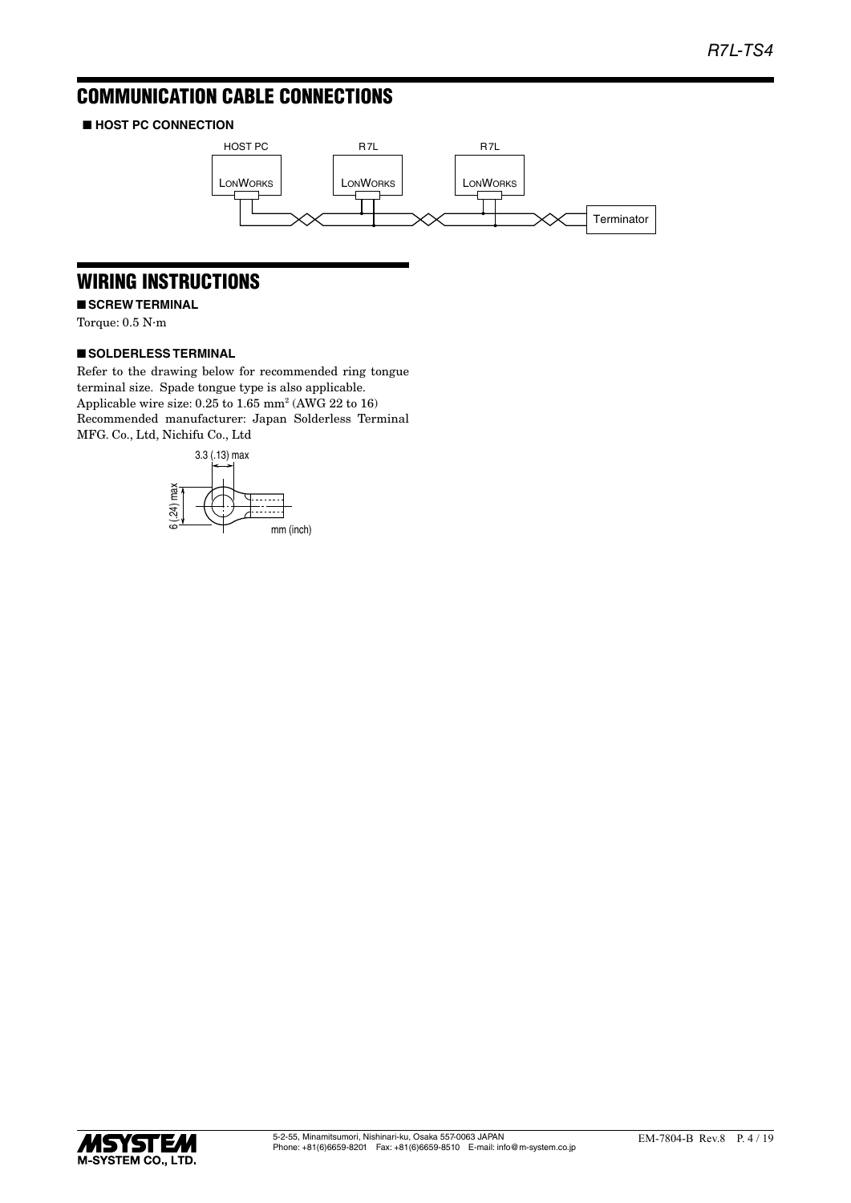## COMMUNICATION CABLE CONNECTIONS

■ **HOST PC CONNECTION**

HOST PC — LONWORKS

R7L — LONWORKS

R7L — LONWORKS

Terminator

## WIRING INSTRUCTIONS

■ **SCREW TERMINAL**

Torque: 0.5 N·m

■ **SOLDERLESS TERMINAL**

Refer to the drawing below for recommended ring tongue terminal size. Spade tongue type is also applicable.
Applicable wire size: 0.25 to 1.65 mm$^2$ (AWG 22 to 16)
Recommended manufacturer: Japan Solderless Terminal MFG. Co., Ltd, Nichifu Co., Ltd

3.3 (.13) max

6 (.24) max

mm (inch)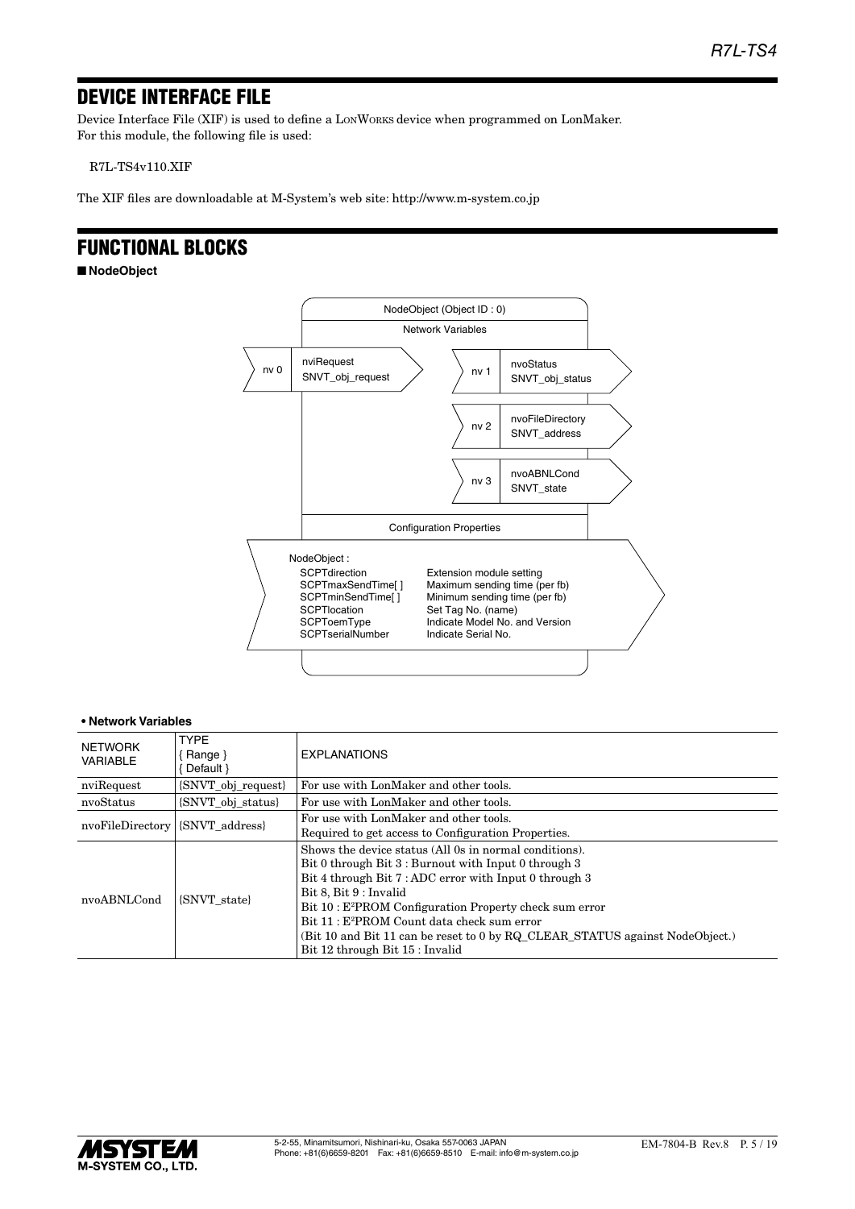## DEVICE INTERFACE FILE

Device Interface File (XIF) is used to define a LonWorks device when programmed on LonMaker.
For this module, the following file is used:

R7L-TS4v110.XIF

The XIF files are downloadable at M-System's web site: http://www.m-system.co.jp

## FUNCTIONAL BLOCKS

■ **NodeObject**

NodeObject (Object ID : 0)

Network Variables

| | | | |
|---|---|---|---|
| nv 0 | nviRequest SNVT_obj_request | nv 1 | nvoStatus SNVT_obj_status |
| | | nv 2 | nvoFileDirectory SNVT_address |
| | | nv 3 | nvoABNLCond SNVT_state |

Configuration Properties

NodeObject :

| | |
|---|---|
| SCPTdirection | Extension module setting |
| SCPTmaxSendTime[ ] | Maximum sending time (per fb) |
| SCPTminSendTime[ ] | Minimum sending time (per fb) |
| SCPTlocation | Set Tag No. (name) |
| SCPToemType | Indicate Model No. and Version |
| SCPTserialNumber | Indicate Serial No. |

**• Network Variables**

| NETWORK VARIABLE | TYPE { Range } { Default } | EXPLANATIONS |
|---|---|---|
| nviRequest | {SNVT_obj_request} | For use with LonMaker and other tools. |
| nvoStatus | {SNVT_obj_status} | For use with LonMaker and other tools. |
| nvoFileDirectory | {SNVT_address} | For use with LonMaker and other tools.<br>Required to get access to Configuration Properties. |
| nvoABNLCond | {SNVT_state} | Shows the device status (All 0s in normal conditions).<br>Bit 0 through Bit 3 : Burnout with Input 0 through 3<br>Bit 4 through Bit 7 : ADC error with Input 0 through 3<br>Bit 8, Bit 9 : Invalid<br>Bit 10 : E²PROM Configuration Property check sum error<br>Bit 11 : E²PROM Count data check sum error<br>(Bit 10 and Bit 11 can be reset to 0 by RQ_CLEAR_STATUS against NodeObject.)<br>Bit 12 through Bit 15 : Invalid |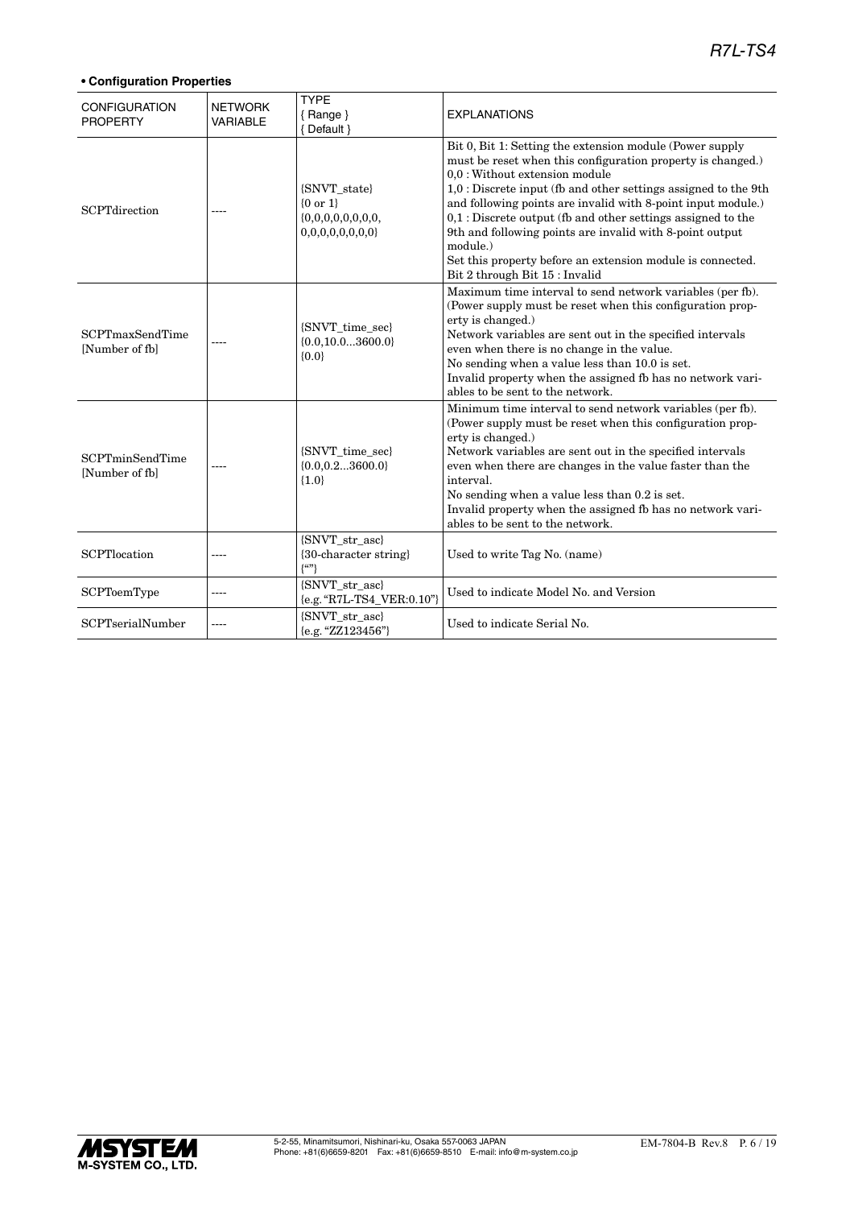**• Configuration Properties**

| CONFIGURATION PROPERTY | NETWORK VARIABLE | TYPE { Range } { Default } | EXPLANATIONS |
| --- | --- | --- | --- |
| SCPTdirection | ---- | {SNVT_state} {0 or 1} {0,0,0,0,0,0,0,0, 0,0,0,0,0,0,0,0} | Bit 0, Bit 1: Setting the extension module (Power supply must be reset when this configuration property is changed.) 0,0 : Without extension module 1,0 : Discrete input (fb and other settings assigned to the 9th and following points are invalid with 8-point input module.) 0,1 : Discrete output (fb and other settings assigned to the 9th and following points are invalid with 8-point output module.) Set this property before an extension module is connected. Bit 2 through Bit 15 : Invalid |
| SCPTmaxSendTime [Number of fb] | ---- | {SNVT_time_sec} {0.0,10.0...3600.0} {0.0} | Maximum time interval to send network variables (per fb). (Power supply must be reset when this configuration property is changed.) Network variables are sent out in the specified intervals even when there is no change in the value. No sending when a value less than 10.0 is set. Invalid property when the assigned fb has no network variables to be sent to the network. |
| SCPTminSendTime [Number of fb] | ---- | {SNVT_time_sec} {0.0,0.2...3600.0} {1.0} | Minimum time interval to send network variables (per fb). (Power supply must be reset when this configuration property is changed.) Network variables are sent out in the specified intervals even when there are changes in the value faster than the interval. No sending when a value less than 0.2 is set. Invalid property when the assigned fb has no network variables to be sent to the network. |
| SCPTlocation | ---- | {SNVT_str_asc} {30-character string} {""} | Used to write Tag No. (name) |
| SCPToemType | ---- | {SNVT_str_asc} {e.g. "R7L-TS4_VER:0.10"} | Used to indicate Model No. and Version |
| SCPTserialNumber | ---- | {SNVT_str_asc} {e.g. "ZZ123456"} | Used to indicate Serial No. |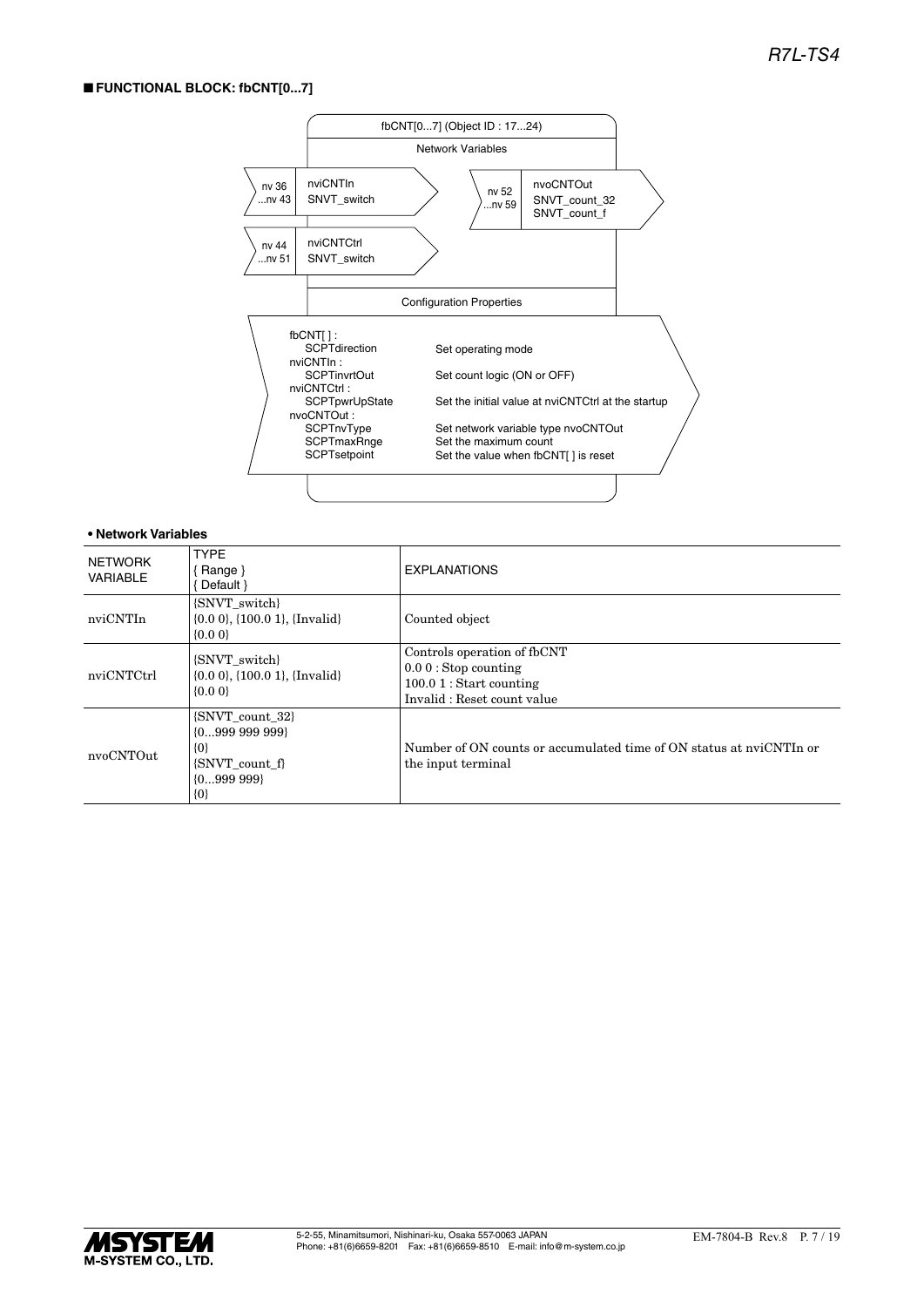## ■ FUNCTIONAL BLOCK: fbCNT[0...7]

fbCNT[0...7] (Object ID : 17...24)

Network Variables

| | | | |
|---|---|---|---|
| nv 36 ...nv 43 | nviCNTIn SNVT_switch | nv 52 ...nv 59 | nvoCNTOut SNVT_count_32 SNVT_count_f |
| nv 44 ...nv 51 | nviCNTCtrl SNVT_switch | | |

Configuration Properties

| | |
|---|---|
| fbCNT[ ] : SCPTdirection | Set operating mode |
| nviCNTIn : SCPTinvrtOut | Set count logic (ON or OFF) |
| nviCNTCtrl : SCPTpwrUpState | Set the initial value at nviCNTCtrl at the startup |
| nvoCNTOut : SCPTnvType | Set network variable type nvoCNTOut |
| SCPTmaxRnge | Set the maximum count |
| SCPTsetpoint | Set the value when fbCNT[ ] is reset |

**• Network Variables**

| NETWORK VARIABLE | TYPE { Range } { Default } | EXPLANATIONS |
|---|---|---|
| nviCNTIn | {SNVT_switch} {0.0 0}, {100.0 1}, {Invalid} {0.0 0} | Counted object |
| nviCNTCtrl | {SNVT_switch} {0.0 0}, {100.0 1}, {Invalid} {0.0 0} | Controls operation of fbCNT<br>0.0 0 : Stop counting<br>100.0 1 : Start counting<br>Invalid : Reset count value |
| nvoCNTOut | {SNVT_count_32} {0...999 999 999} {0} {SNVT_count_f} {0...999 999} {0} | Number of ON counts or accumulated time of ON status at nviCNTIn or the input terminal |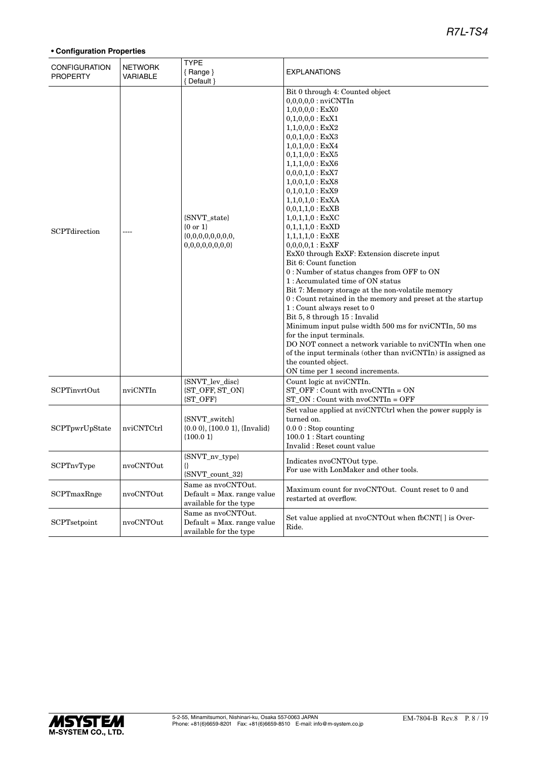**• Configuration Properties**

| CONFIGURATION PROPERTY | NETWORK VARIABLE | TYPE { Range } { Default } | EXPLANATIONS |
|---|---|---|---|
| SCPTdirection | ---- | {SNVT_state} {0 or 1} {0,0,0,0,0,0,0,0, 0,0,0,0,0,0,0,0} | Bit 0 through 4: Counted object<br>0,0,0,0,0 : nviCNTIn<br>1,0,0,0,0 : ExX0<br>0,1,0,0,0 : ExX1<br>1,1,0,0,0 : ExX2<br>0,0,1,0,0 : ExX3<br>1,0,1,0,0 : ExX4<br>0,1,1,0,0 : ExX5<br>1,1,1,0,0 : ExX6<br>0,0,0,1,0 : ExX7<br>1,0,0,1,0 : ExX8<br>0,1,0,1,0 : ExX9<br>1,1,0,1,0 : ExXA<br>0,0,1,1,0 : ExXB<br>1,0,1,1,0 : ExXC<br>0,1,1,1,0 : ExXD<br>1,1,1,1,0 : ExXE<br>0,0,0,0,1 : ExXF<br>ExX0 through ExXF: Extension discrete input<br>Bit 6: Count function<br>0 : Number of status changes from OFF to ON<br>1 : Accumulated time of ON status<br>Bit 7: Memory storage at the non-volatile memory<br>0 : Count retained in the memory and preset at the startup<br>1 : Count always reset to 0<br>Bit 5, 8 through 15 : Invalid<br>Minimum input pulse width 500 ms for nviCNTIn, 50 ms for the input terminals.<br>DO NOT connect a network variable to nviCNTIn when one of the input terminals (other than nviCNTIn) is assigned as the counted object.<br>ON time per 1 second increments. |
| SCPTinvrtOut | nviCNTIn | {SNVT_lev_disc} {ST_OFF, ST_ON} {ST_OFF} | Count logic at nviCNTIn.<br>ST_OFF : Count with nvoCNTIn = ON<br>ST_ON : Count with nvoCNTIn = OFF |
| SCPTpwrUpState | nviCNTCtrl | {SNVT_switch} {0.0 0}, {100.0 1}, {Invalid} {100.0 1} | Set value applied at nviCNTCtrl when the power supply is turned on.<br>0.0 0 : Stop counting<br>100.0 1 : Start counting<br>Invalid : Reset count value |
| SCPTnvType | nvoCNTOut | {SNVT_nv_type} {} {SNVT_count_32} | Indicates nvoCNTOut type.<br>For use with LonMaker and other tools. |
| SCPTmaxRnge | nvoCNTOut | Same as nvoCNTOut. Default = Max. range value available for the type | Maximum count for nvoCNTOut. Count reset to 0 and restarted at overflow. |
| SCPTsetpoint | nvoCNTOut | Same as nvoCNTOut. Default = Max. range value available for the type | Set value applied at nvoCNTOut when fbCNT[ ] is Over-Ride. |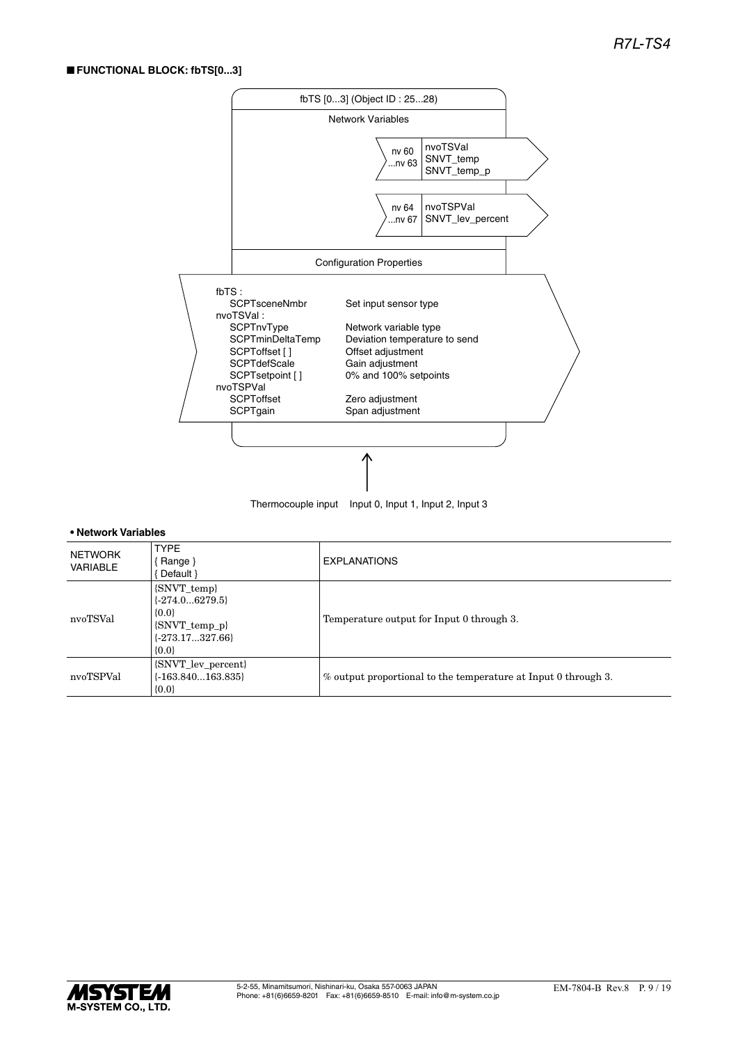■ **FUNCTIONAL BLOCK: fbTS[0...3]**

fbTS [0...3] (Object ID : 25...28)

Network Variables

nv 60 ...nv 63 — nvoTSVal SNVT_temp SNVT_temp_p

nv 64 ...nv 67 — nvoTSPVal SNVT_lev_percent

Configuration Properties

fbTS :
- SCPTsceneNmbr — Set input sensor type

nvoTSVal :
- SCPTnvType — Network variable type
- SCPTminDeltaTemp — Deviation temperature to send
- SCPToffset [ ] — Offset adjustment
- SCPTdefScale — Gain adjustment
- SCPTsetpoint [ ] — 0% and 100% setpoints

nvoTSPVal
- SCPToffset — Zero adjustment
- SCPTgain — Span adjustment

Thermocouple input    Input 0, Input 1, Input 2, Input 3

**• Network Variables**

| NETWORK VARIABLE | TYPE { Range } { Default } | EXPLANATIONS |
|---|---|---|
| nvoTSVal | {SNVT_temp} {-274.0...6279.5} {0.0} {SNVT_temp_p} {-273.17...327.66} {0.0} | Temperature output for Input 0 through 3. |
| nvoTSPVal | {SNVT_lev_percent} {-163.840...163.835} {0.0} | % output proportional to the temperature at Input 0 through 3. |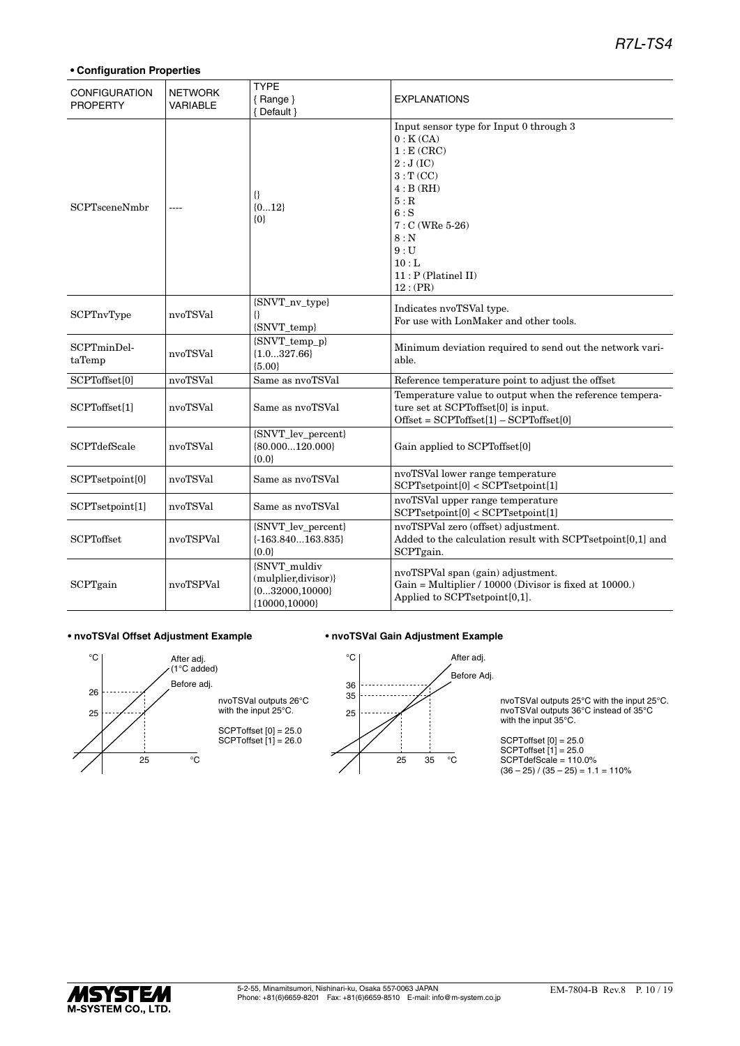**• Configuration Properties**

| CONFIGURATION PROPERTY | NETWORK VARIABLE | TYPE { Range } { Default } | EXPLANATIONS |
|---|---|---|---|
| SCPTsceneNmbr | ---- | {} {0...12} {0} | Input sensor type for Input 0 through 3<br>0 : K (CA)<br>1 : E (CRC)<br>2 : J (IC)<br>3 : T (CC)<br>4 : B (RH)<br>5 : R<br>6 : S<br>7 : C (WRe 5-26)<br>8 : N<br>9 : U<br>10 : L<br>11 : P (Platinel II)<br>12 : (PR) |
| SCPTnvType | nvoTSVal | {SNVT_nv_type} {} {SNVT_temp} | Indicates nvoTSVal type. For use with LonMaker and other tools. |
| SCPTminDeltaTemp | nvoTSVal | {SNVT_temp_p} {1.0...327.66} {5.00} | Minimum deviation required to send out the network variable. |
| SCPToffset[0] | nvoTSVal | Same as nvoTSVal | Reference temperature point to adjust the offset |
| SCPToffset[1] | nvoTSVal | Same as nvoTSVal | Temperature value to output when the reference temperature set at SCPToffset[0] is input. Offset = SCPToffset[1] – SCPToffset[0] |
| SCPTdefScale | nvoTSVal | {SNVT_lev_percent} {80.000...120.000} {0.0} | Gain applied to SCPToffset[0] |
| SCPTsetpoint[0] | nvoTSVal | Same as nvoTSVal | nvoTSVal lower range temperature SCPTsetpoint[0] < SCPTsetpoint[1] |
| SCPTsetpoint[1] | nvoTSVal | Same as nvoTSVal | nvoTSVal upper range temperature SCPTsetpoint[0] < SCPTsetpoint[1] |
| SCPToffset | nvoTSPVal | {SNVT_lev_percent} {-163.840...163.835} {0.0} | nvoTSPVal zero (offset) adjustment. Added to the calculation result with SCPTsetpoint[0,1] and SCPTgain. |
| SCPTgain | nvoTSPVal | {SNVT_muldiv (mulplier,divisor)} {0...32000,10000} {10000,10000} | nvoTSPVal span (gain) adjustment. Gain = Multiplier / 10000 (Divisor is fixed at 10000.) Applied to SCPTsetpoint[0,1]. |

**• nvoTSVal Offset Adjustment Example**

nvoTSVal outputs 26°C with the input 25°C.

SCPToffset [0] = 25.0
SCPToffset [1] = 26.0

**• nvoTSVal Gain Adjustment Example**

nvoTSVal outputs 25°C with the input 25°C.
nvoTSVal outputs 36°C instead of 35°C with the input 35°C.

SCPToffset [0] = 25.0
SCPToffset [1] = 25.0
SCPTdefScale = 110.0%
(36 – 25) / (35 – 25) = 1.1 = 110%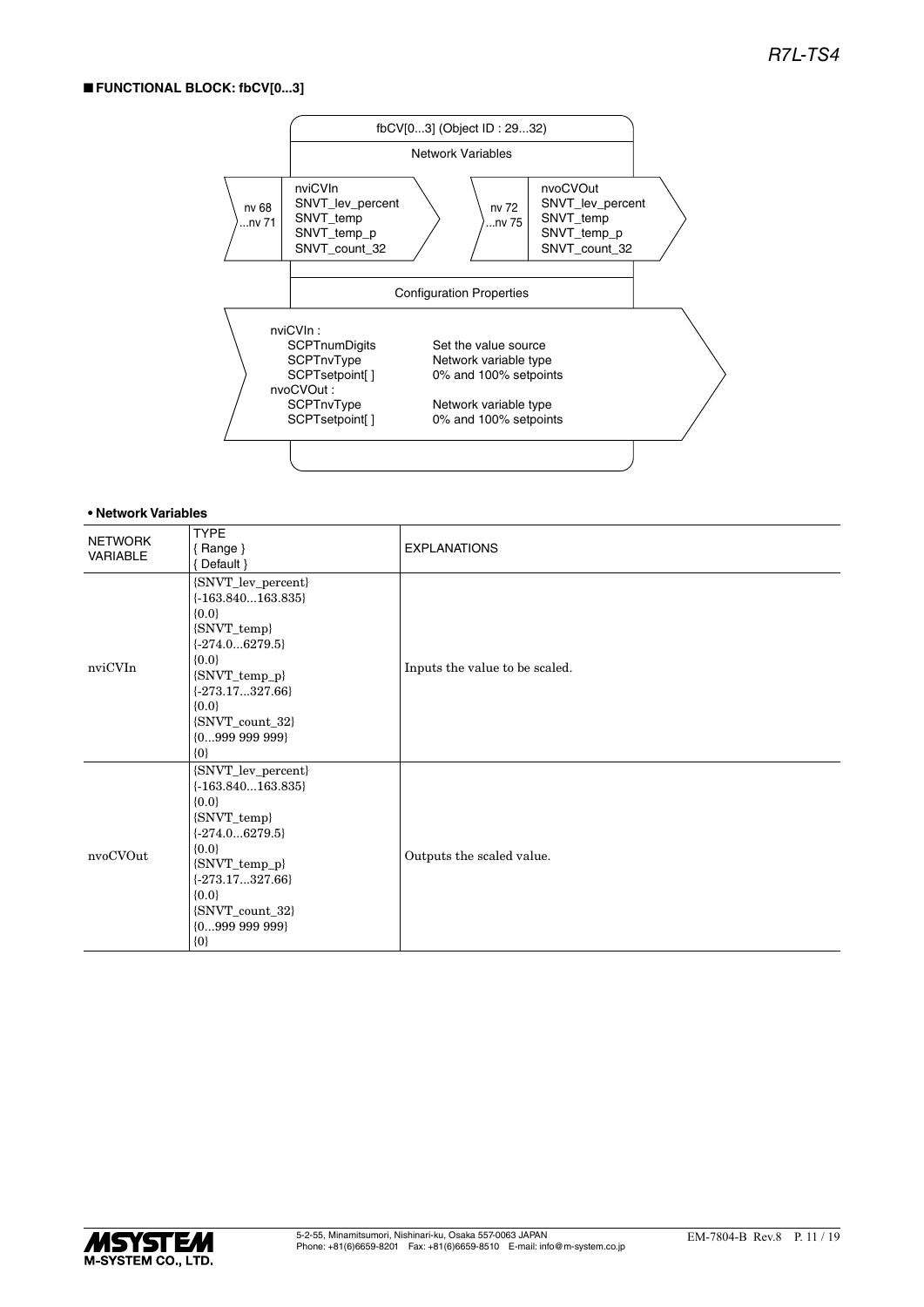## ■ FUNCTIONAL BLOCK: fbCV[0...3]

fbCV[0...3] (Object ID : 29...32)

Network Variables

| | | | |
|---|---|---|---|
| nv 68 ...nv 71 | nviCVIn<br>SNVT_lev_percent<br>SNVT_temp<br>SNVT_temp_p<br>SNVT_count_32 | nv 72 ...nv 75 | nvoCVOut<br>SNVT_lev_percent<br>SNVT_temp<br>SNVT_temp_p<br>SNVT_count_32 |

Configuration Properties

| | |
|---|---|
| nviCVIn : | |
| SCPTnumDigits | Set the value source |
| SCPTnvType | Network variable type |
| SCPTsetpoint[ ] | 0% and 100% setpoints |
| nvoCVOut : | |
| SCPTnvType | Network variable type |
| SCPTsetpoint[ ] | 0% and 100% setpoints |

**• Network Variables**

| NETWORK VARIABLE | TYPE<br>{ Range }<br>{ Default } | EXPLANATIONS |
|---|---|---|
| nviCVIn | {SNVT_lev_percent}<br>{-163.840...163.835}<br>{0.0}<br>{SNVT_temp}<br>{-274.0...6279.5}<br>{0.0}<br>{SNVT_temp_p}<br>{-273.17...327.66}<br>{0.0}<br>{SNVT_count_32}<br>{0...999 999 999}<br>{0} | Inputs the value to be scaled. |
| nvoCVOut | {SNVT_lev_percent}<br>{-163.840...163.835}<br>{0.0}<br>{SNVT_temp}<br>{-274.0...6279.5}<br>{0.0}<br>{SNVT_temp_p}<br>{-273.17...327.66}<br>{0.0}<br>{SNVT_count_32}<br>{0...999 999 999}<br>{0} | Outputs the scaled value. |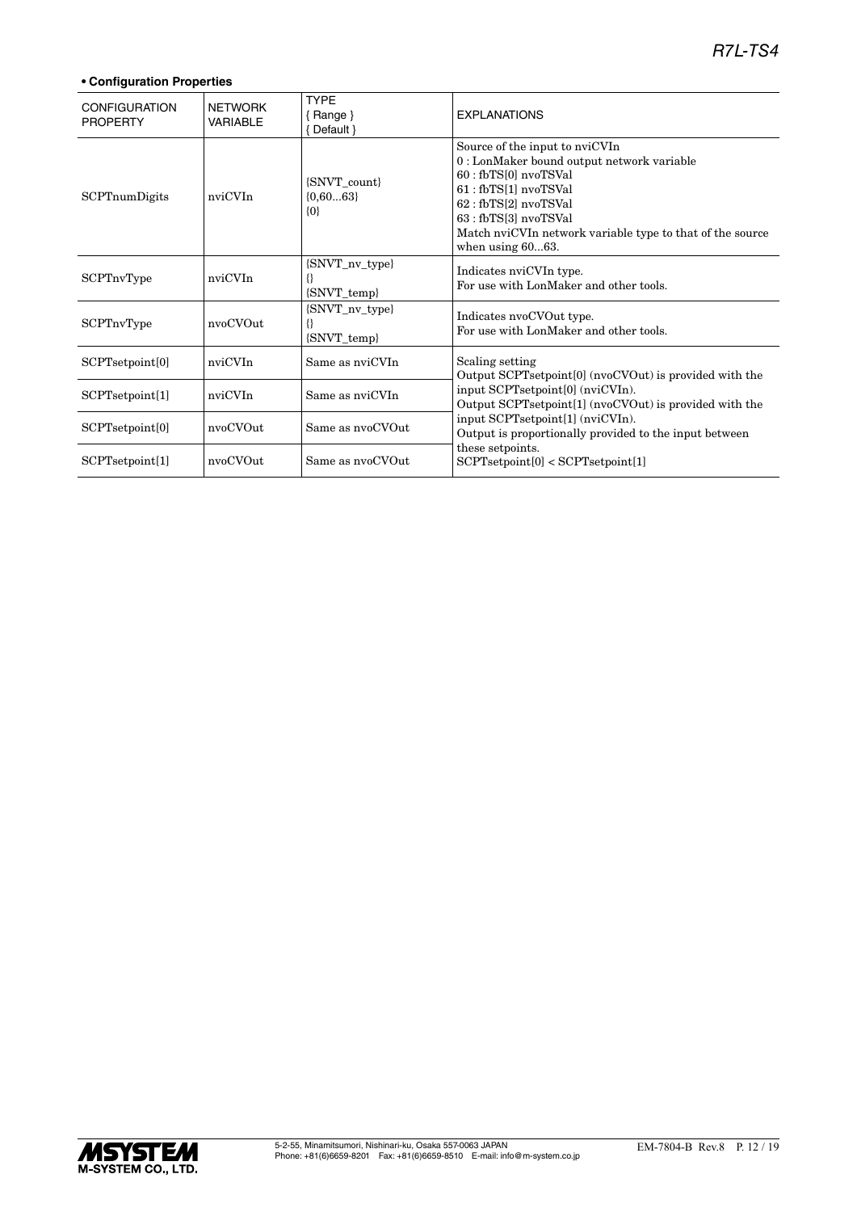**• Configuration Properties**

| CONFIGURATION PROPERTY | NETWORK VARIABLE | TYPE { Range } { Default } | EXPLANATIONS |
|---|---|---|---|
| SCPTnumDigits | nviCVIn | {SNVT_count} {0,60...63} {0} | Source of the input to nviCVIn<br>0 : LonMaker bound output network variable<br>60 : fbTS[0] nvoTSVal<br>61 : fbTS[1] nvoTSVal<br>62 : fbTS[2] nvoTSVal<br>63 : fbTS[3] nvoTSVal<br>Match nviCVIn network variable type to that of the source when using 60...63. |
| SCPTnvType | nviCVIn | {SNVT_nv_type} {} {SNVT_temp} | Indicates nviCVIn type.<br>For use with LonMaker and other tools. |
| SCPTnvType | nvoCVOut | {SNVT_nv_type} {} {SNVT_temp} | Indicates nvoCVOut type.<br>For use with LonMaker and other tools. |
| SCPTsetpoint[0] | nviCVIn | Same as nviCVIn | Scaling setting<br>Output SCPTsetpoint[0] (nvoCVOut) is provided with the input SCPTsetpoint[0] (nviCVIn).<br>Output SCPTsetpoint[1] (nvoCVOut) is provided with the input SCPTsetpoint[1] (nviCVIn).<br>Output is proportionally provided to the input between these setpoints.<br>SCPTsetpoint[0] < SCPTsetpoint[1] |
| SCPTsetpoint[1] | nviCVIn | Same as nviCVIn | |
| SCPTsetpoint[0] | nvoCVOut | Same as nvoCVOut | |
| SCPTsetpoint[1] | nvoCVOut | Same as nvoCVOut | |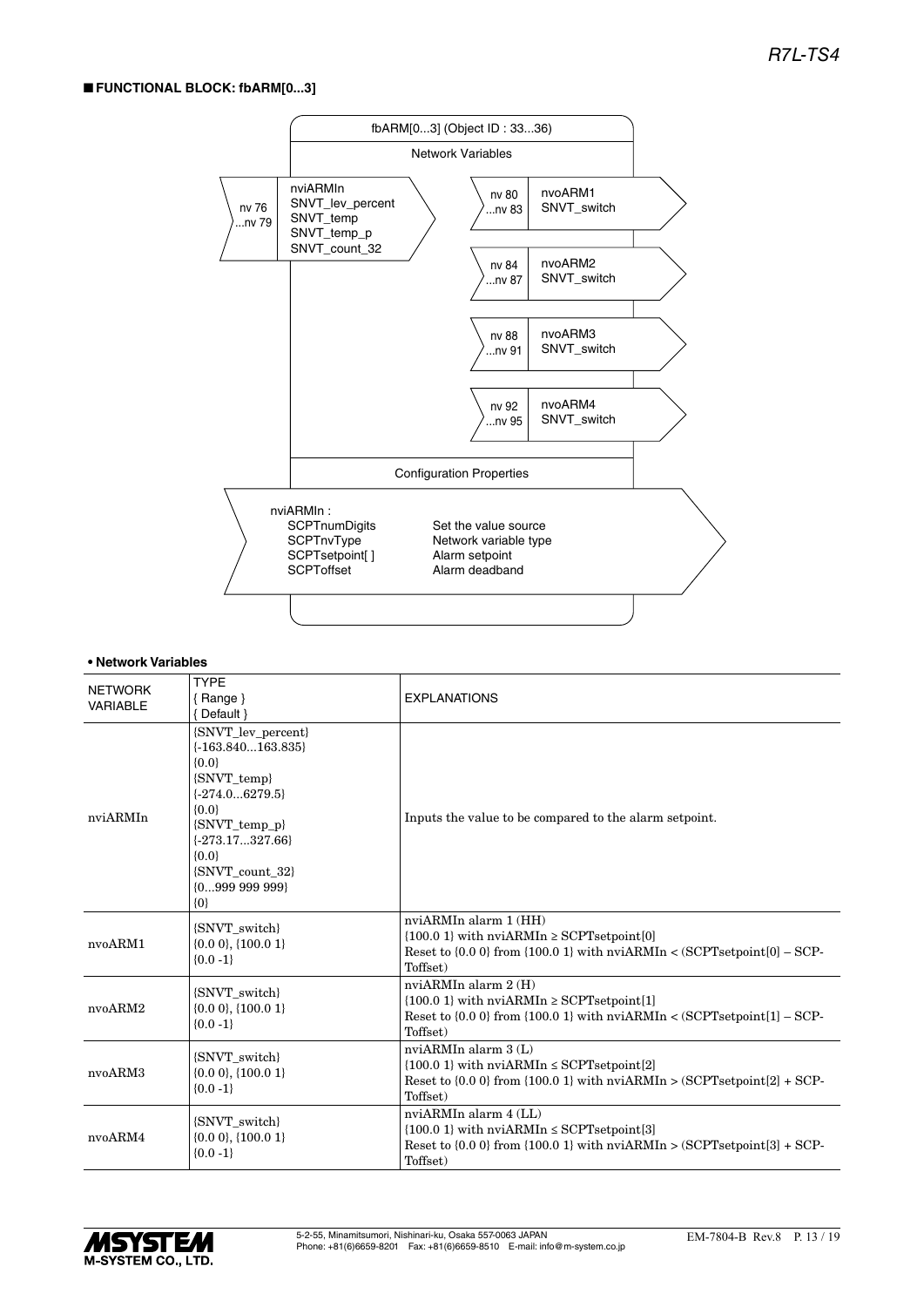## ■ FUNCTIONAL BLOCK: fbARM[0...3]

fbARM[0...3] (Object ID : 33...36)

Network Variables

| | Input | | | Output |
|---|---|---|---|---|
| nv 76 ...nv 79 | nviARMIn SNVT_lev_percent SNVT_temp SNVT_temp_p SNVT_count_32 | | nv 80 ...nv 83 | nvoARM1 SNVT_switch |
| | | | nv 84 ...nv 87 | nvoARM2 SNVT_switch |
| | | | nv 88 ...nv 91 | nvoARM3 SNVT_switch |
| | | | nv 92 ...nv 95 | nvoARM4 SNVT_switch |

Configuration Properties

nviARMIn :

| | |
|---|---|
| SCPTnumDigits | Set the value source |
| SCPTnvType | Network variable type |
| SCPTsetpoint[ ] | Alarm setpoint |
| SCPToffset | Alarm deadband |

**• Network Variables**

| NETWORK VARIABLE | TYPE { Range } { Default } | EXPLANATIONS |
|---|---|---|
| nviARMIn | {SNVT_lev_percent} {-163.840...163.835} {0.0} {SNVT_temp} {-274.0...6279.5} {0.0} {SNVT_temp_p} {-273.17...327.66} {0.0} {SNVT_count_32} {0...999 999 999} {0} | Inputs the value to be compared to the alarm setpoint. |
| nvoARM1 | {SNVT_switch} {0.0 0}, {100.0 1} {0.0 -1} | nviARMIn alarm 1 (HH) {100.0 1} with nviARMIn ≥ SCPTsetpoint[0] Reset to {0.0 0} from {100.0 1} with nviARMIn < (SCPTsetpoint[0] – SCPToffset) |
| nvoARM2 | {SNVT_switch} {0.0 0}, {100.0 1} {0.0 -1} | nviARMIn alarm 2 (H) {100.0 1} with nviARMIn ≥ SCPTsetpoint[1] Reset to {0.0 0} from {100.0 1} with nviARMIn < (SCPTsetpoint[1] – SCPToffset) |
| nvoARM3 | {SNVT_switch} {0.0 0}, {100.0 1} {0.0 -1} | nviARMIn alarm 3 (L) {100.0 1} with nviARMIn ≤ SCPTsetpoint[2] Reset to {0.0 0} from {100.0 1} with nviARMIn > (SCPTsetpoint[2] + SCPToffset) |
| nvoARM4 | {SNVT_switch} {0.0 0}, {100.0 1} {0.0 -1} | nviARMIn alarm 4 (LL) {100.0 1} with nviARMIn ≤ SCPTsetpoint[3] Reset to {0.0 0} from {100.0 1} with nviARMIn > (SCPTsetpoint[3] + SCPToffset) |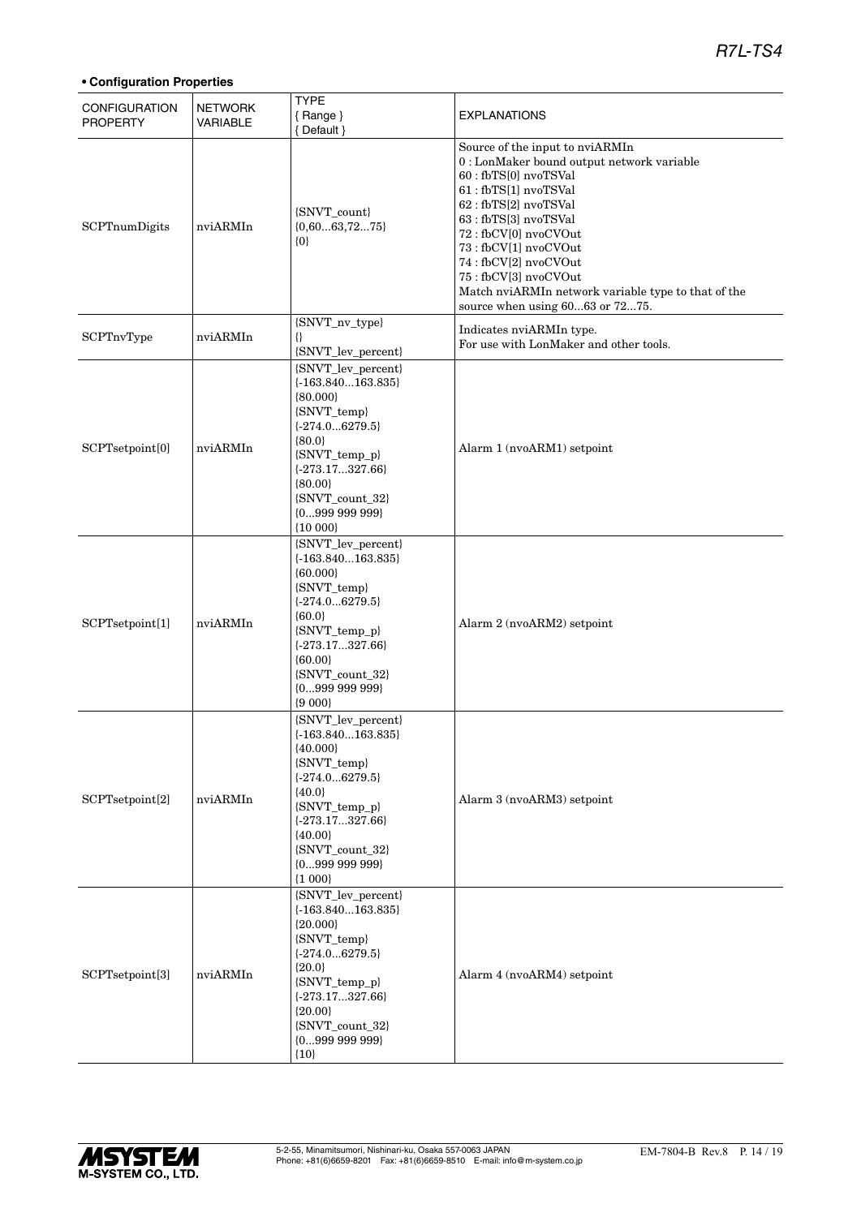**• Configuration Properties**

| CONFIGURATION PROPERTY | NETWORK VARIABLE | TYPE { Range } { Default } | EXPLANATIONS |
|---|---|---|---|
| SCPTnumDigits | nviARMIn | {SNVT_count}<br>{0,60...63,72...75}<br>{0} | Source of the input to nviARMIn<br>0 : LonMaker bound output network variable<br>60 : fbTS[0] nvoTSVal<br>61 : fbTS[1] nvoTSVal<br>62 : fbTS[2] nvoTSVal<br>63 : fbTS[3] nvoTSVal<br>72 : fbCV[0] nvoCVOut<br>73 : fbCV[1] nvoCVOut<br>74 : fbCV[2] nvoCVOut<br>75 : fbCV[3] nvoCVOut<br>Match nviARMIn network variable type to that of the source when using 60...63 or 72...75. |
| SCPTnvType | nviARMIn | {SNVT_nv_type}<br>{}<br>{SNVT_lev_percent} | Indicates nviARMIn type.<br>For use with LonMaker and other tools. |
| SCPTsetpoint[0] | nviARMIn | {SNVT_lev_percent}<br>{-163.840...163.835}<br>{80.000}<br>{SNVT_temp}<br>{-274.0...6279.5}<br>{80.0}<br>{SNVT_temp_p}<br>{-273.17...327.66}<br>{80.00}<br>{SNVT_count_32}<br>{0...999 999 999}<br>{10 000} | Alarm 1 (nvoARM1) setpoint |
| SCPTsetpoint[1] | nviARMIn | {SNVT_lev_percent}<br>{-163.840...163.835}<br>{60.000}<br>{SNVT_temp}<br>{-274.0...6279.5}<br>{60.0}<br>{SNVT_temp_p}<br>{-273.17...327.66}<br>{60.00}<br>{SNVT_count_32}<br>{0...999 999 999}<br>{9 000} | Alarm 2 (nvoARM2) setpoint |
| SCPTsetpoint[2] | nviARMIn | {SNVT_lev_percent}<br>{-163.840...163.835}<br>{40.000}<br>{SNVT_temp}<br>{-274.0...6279.5}<br>{40.0}<br>{SNVT_temp_p}<br>{-273.17...327.66}<br>{40.00}<br>{SNVT_count_32}<br>{0...999 999 999}<br>{1 000} | Alarm 3 (nvoARM3) setpoint |
| SCPTsetpoint[3] | nviARMIn | {SNVT_lev_percent}<br>{-163.840...163.835}<br>{20.000}<br>{SNVT_temp}<br>{-274.0...6279.5}<br>{20.0}<br>{SNVT_temp_p}<br>{-273.17...327.66}<br>{20.00}<br>{SNVT_count_32}<br>{0...999 999 999}<br>{10} | Alarm 4 (nvoARM4) setpoint |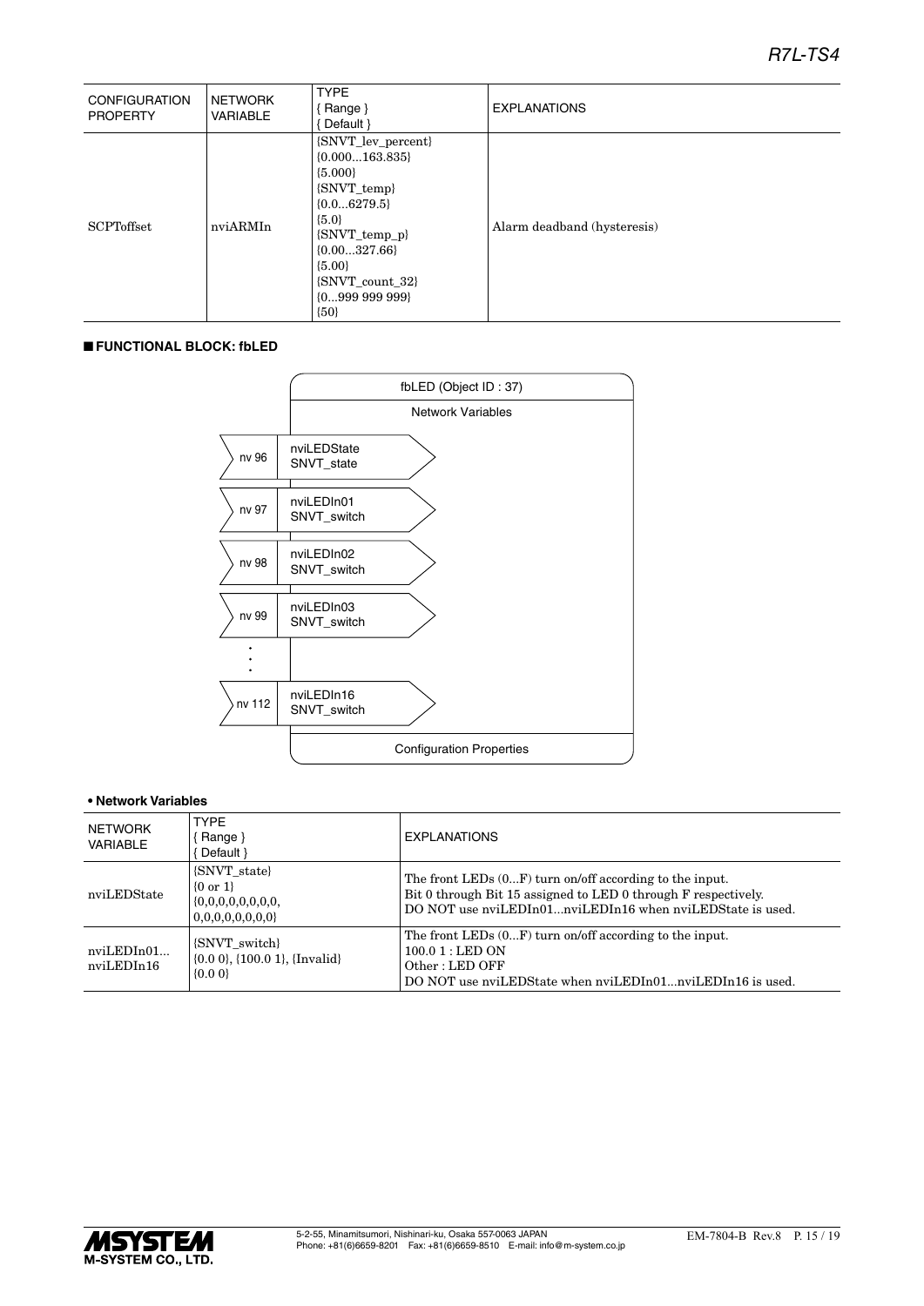| CONFIGURATION PROPERTY | NETWORK VARIABLE | TYPE { Range } { Default } | EXPLANATIONS |
|---|---|---|---|
| SCPToffset | nviARMIn | {SNVT_lev_percent} {0.000...163.835} {5.000} {SNVT_temp} {0.0...6279.5} {5.0} {SNVT_temp_p} {0.00...327.66} {5.00} {SNVT_count_32} {0...999 999 999} {50} | Alarm deadband (hysteresis) |

## ■ FUNCTIONAL BLOCK: fbLED

fbLED (Object ID : 37)

Network Variables

| | Network Variable | Type |
|---|---|---|
| nv 96 | nviLEDState | SNVT_state |
| nv 97 | nviLEDIn01 | SNVT_switch |
| nv 98 | nviLEDIn02 | SNVT_switch |
| nv 99 | nviLEDIn03 | SNVT_switch |
| ⋮ | | |
| nv 112 | nviLEDIn16 | SNVT_switch |

Configuration Properties

### • Network Variables

| NETWORK VARIABLE | TYPE { Range } { Default } | EXPLANATIONS |
|---|---|---|
| nviLEDState | {SNVT_state} {0 or 1} {0,0,0,0,0,0,0,0, 0,0,0,0,0,0,0,0} | The front LEDs (0...F) turn on/off according to the input. Bit 0 through Bit 15 assigned to LED 0 through F respectively. DO NOT use nviLEDIn01...nviLEDIn16 when nviLEDState is used. |
| nviLEDIn01... nviLEDIn16 | {SNVT_switch} {0.0 0}, {100.0 1}, {Invalid} {0.0 0} | The front LEDs (0...F) turn on/off according to the input. 100.0 1 : LED ON Other : LED OFF DO NOT use nviLEDState when nviLEDIn01...nviLEDIn16 is used. |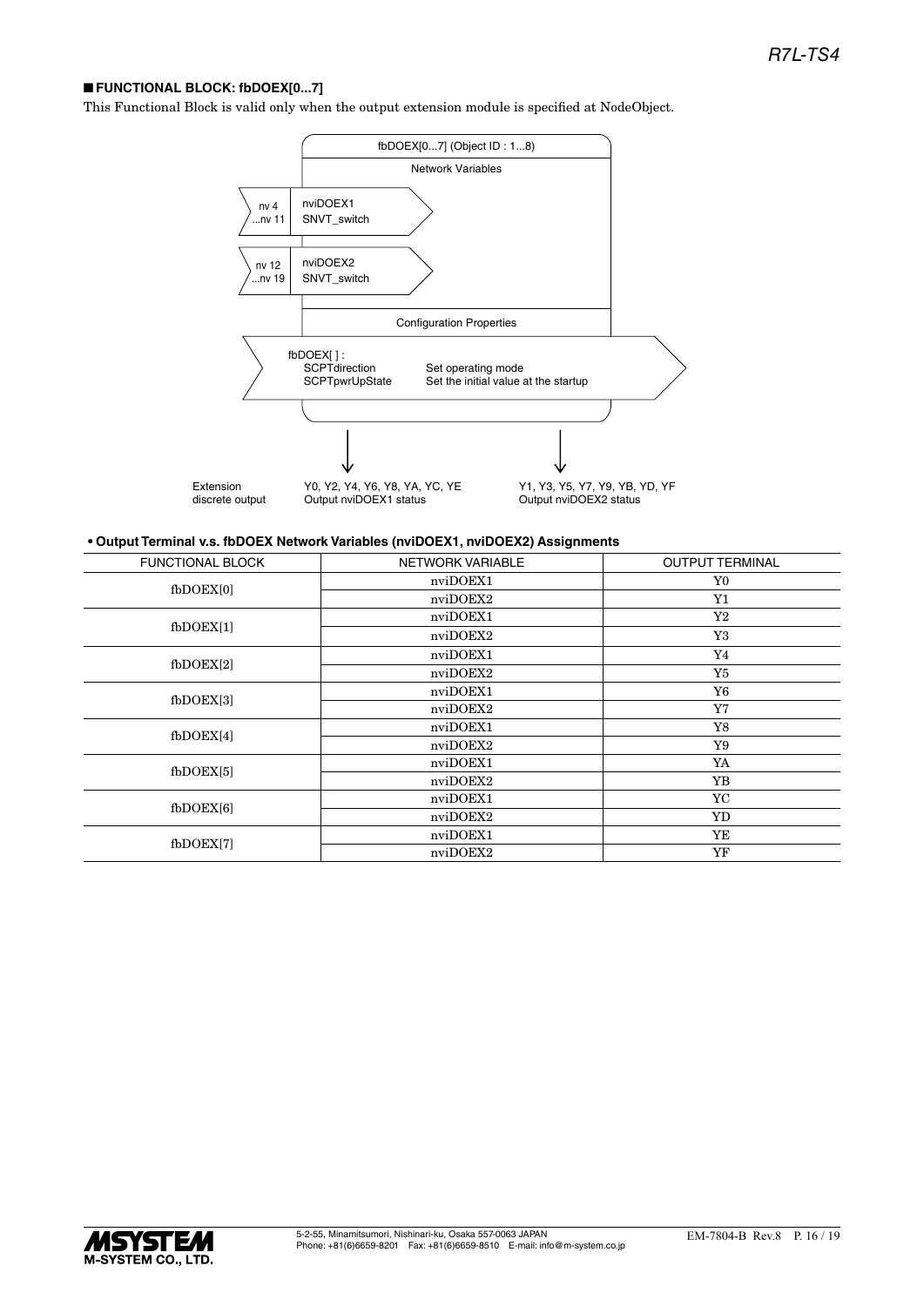## ■ FUNCTIONAL BLOCK: fbDOEX[0...7]

This Functional Block is valid only when the output extension module is specified at NodeObject.

fbDOEX[0...7] (Object ID : 1...8)

Network Variables

nv 4 ...nv 11 — nviDOEX1 SNVT_switch

nv 12 ...nv 19 — nviDOEX2 SNVT_switch

Configuration Properties

fbDOEX[ ] :
- SCPTdirection — Set operating mode
- SCPTpwrUpState — Set the initial value at the startup

Extension discrete output
- Y0, Y2, Y4, Y6, Y8, YA, YC, YE — Output nviDOEX1 status
- Y1, Y3, Y5, Y7, Y9, YB, YD, YF — Output nviDOEX2 status

**• Output Terminal v.s. fbDOEX Network Variables (nviDOEX1, nviDOEX2) Assignments**

| FUNCTIONAL BLOCK | NETWORK VARIABLE | OUTPUT TERMINAL |
|---|---|---|
| fbDOEX[0] | nviDOEX1 | Y0 |
| | nviDOEX2 | Y1 |
| fbDOEX[1] | nviDOEX1 | Y2 |
| | nviDOEX2 | Y3 |
| fbDOEX[2] | nviDOEX1 | Y4 |
| | nviDOEX2 | Y5 |
| fbDOEX[3] | nviDOEX1 | Y6 |
| | nviDOEX2 | Y7 |
| fbDOEX[4] | nviDOEX1 | Y8 |
| | nviDOEX2 | Y9 |
| fbDOEX[5] | nviDOEX1 | YA |
| | nviDOEX2 | YB |
| fbDOEX[6] | nviDOEX1 | YC |
| | nviDOEX2 | YD |
| fbDOEX[7] | nviDOEX1 | YE |
| | nviDOEX2 | YF |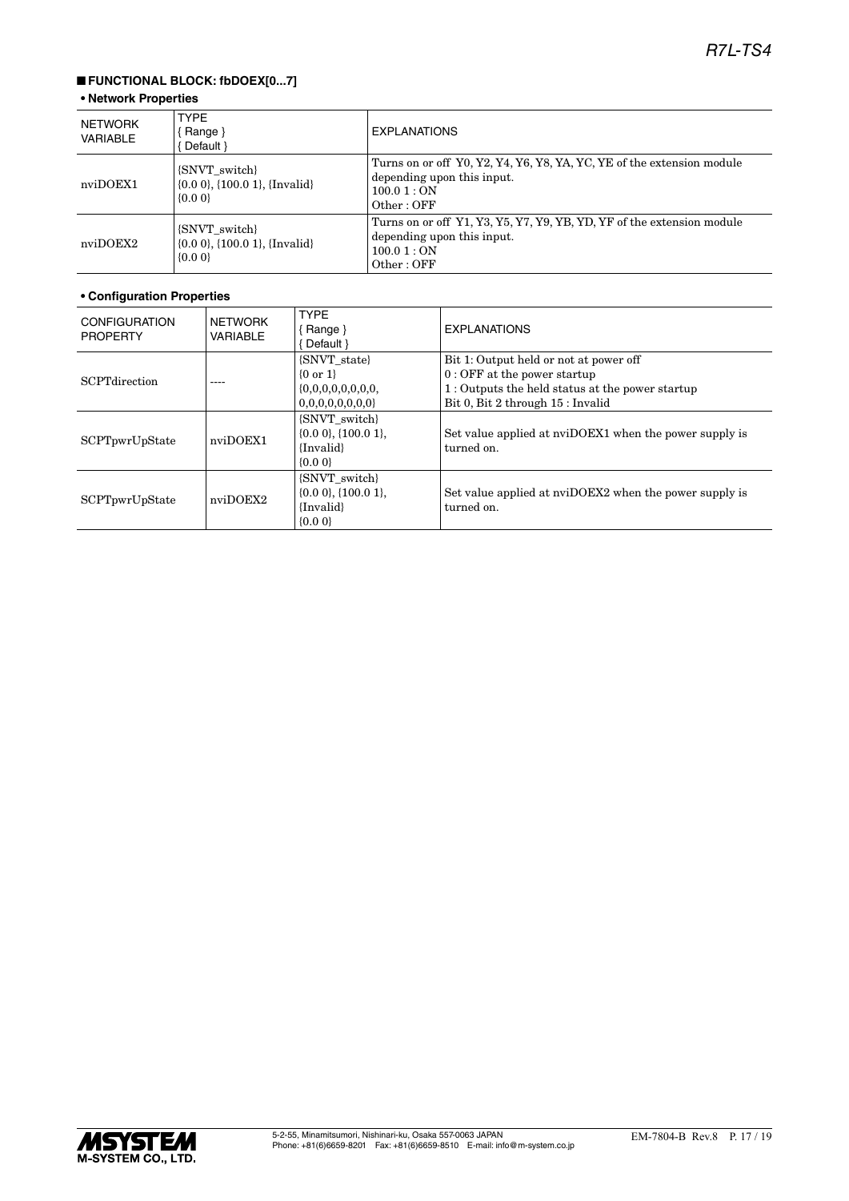## ■ FUNCTIONAL BLOCK: fbDOEX[0...7]

**• Network Properties**

| NETWORK VARIABLE | TYPE { Range } { Default } | EXPLANATIONS |
|---|---|---|
| nviDOEX1 | {SNVT_switch} {0.0 0}, {100.0 1}, {Invalid} {0.0 0} | Turns on or off Y0, Y2, Y4, Y6, Y8, YA, YC, YE of the extension module depending upon this input. 100.0 1 : ON Other : OFF |
| nviDOEX2 | {SNVT_switch} {0.0 0}, {100.0 1}, {Invalid} {0.0 0} | Turns on or off Y1, Y3, Y5, Y7, Y9, YB, YD, YF of the extension module depending upon this input. 100.0 1 : ON Other : OFF |

**• Configuration Properties**

| CONFIGURATION PROPERTY | NETWORK VARIABLE | TYPE { Range } { Default } | EXPLANATIONS |
|---|---|---|---|
| SCPTdirection | ---- | {SNVT_state} {0 or 1} {0,0,0,0,0,0,0,0, 0,0,0,0,0,0,0,0} | Bit 1: Output held or not at power off 0 : OFF at the power startup 1 : Outputs the held status at the power startup Bit 0, Bit 2 through 15 : Invalid |
| SCPTpwrUpState | nviDOEX1 | {SNVT_switch} {0.0 0}, {100.0 1}, {Invalid} {0.0 0} | Set value applied at nviDOEX1 when the power supply is turned on. |
| SCPTpwrUpState | nviDOEX2 | {SNVT_switch} {0.0 0}, {100.0 1}, {Invalid} {0.0 0} | Set value applied at nviDOEX2 when the power supply is turned on. |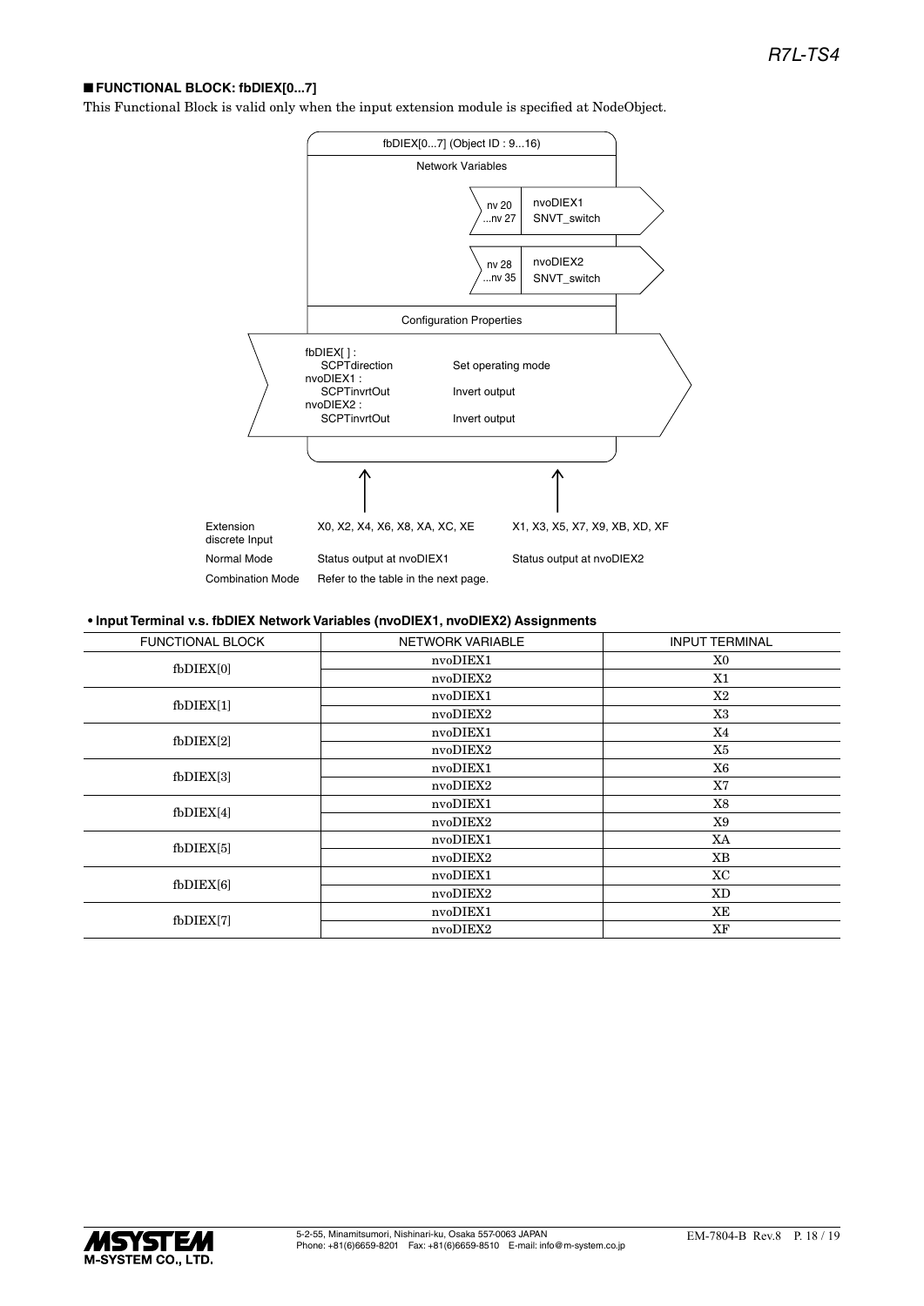## ■ FUNCTIONAL BLOCK: fbDIEX[0...7]

This Functional Block is valid only when the input extension module is specified at NodeObject.

fbDIEX[0...7] (Object ID : 9...16)

Network Variables

| nv | Name | Type |
| --- | --- | --- |
| nv 20 ...nv 27 | nvoDIEX1 | SNVT_switch |
| nv 28 ...nv 35 | nvoDIEX2 | SNVT_switch |

Configuration Properties

| Property | Description |
| --- | --- |
| fbDIEX[ ] : SCPTdirection | Set operating mode |
| nvoDIEX1 : SCPTinvrtOut | Invert output |
| nvoDIEX2 : SCPTinvrtOut | Invert output |

| | | |
| --- | --- | --- |
| Extension discrete Input | X0, X2, X4, X6, X8, XA, XC, XE | X1, X3, X5, X7, X9, XB, XD, XF |
| Normal Mode | Status output at nvoDIEX1 | Status output at nvoDIEX2 |
| Combination Mode | Refer to the table in the next page. | |

**• Input Terminal v.s. fbDIEX Network Variables (nvoDIEX1, nvoDIEX2) Assignments**

| FUNCTIONAL BLOCK | NETWORK VARIABLE | INPUT TERMINAL |
| --- | --- | --- |
| fbDIEX[0] | nvoDIEX1 | X0 |
| | nvoDIEX2 | X1 |
| fbDIEX[1] | nvoDIEX1 | X2 |
| | nvoDIEX2 | X3 |
| fbDIEX[2] | nvoDIEX1 | X4 |
| | nvoDIEX2 | X5 |
| fbDIEX[3] | nvoDIEX1 | X6 |
| | nvoDIEX2 | X7 |
| fbDIEX[4] | nvoDIEX1 | X8 |
| | nvoDIEX2 | X9 |
| fbDIEX[5] | nvoDIEX1 | XA |
| | nvoDIEX2 | XB |
| fbDIEX[6] | nvoDIEX1 | XC |
| | nvoDIEX2 | XD |
| fbDIEX[7] | nvoDIEX1 | XE |
| | nvoDIEX2 | XF |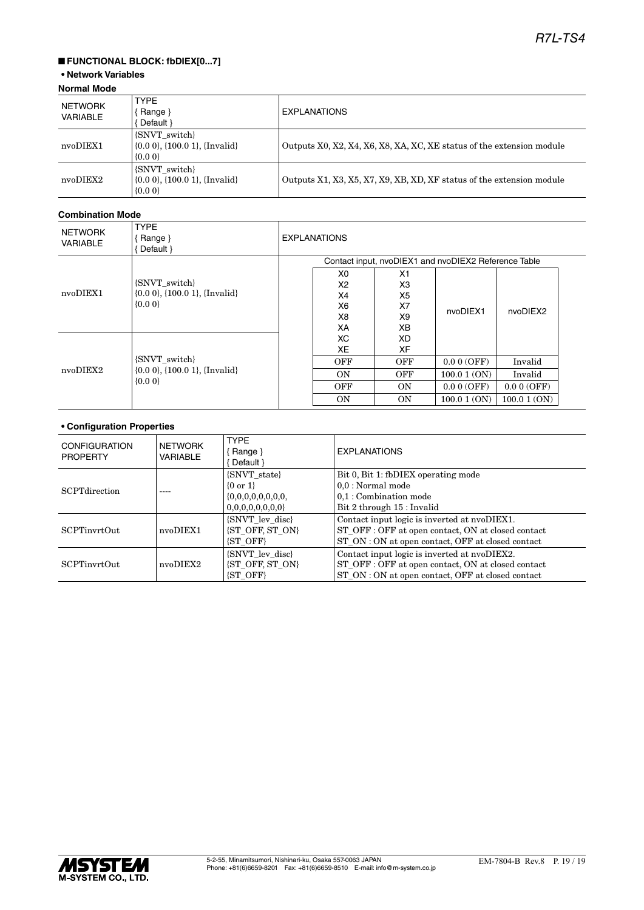## ■ FUNCTIONAL BLOCK: fbDIEX[0...7]

### • Network Variables

**Normal Mode**

| NETWORK VARIABLE | TYPE { Range } { Default } | EXPLANATIONS |
|---|---|---|
| nvoDIEX1 | {SNVT_switch} {0.0 0}, {100.0 1}, {Invalid} {0.0 0} | Outputs X0, X2, X4, X6, X8, XA, XC, XE status of the extension module |
| nvoDIEX2 | {SNVT_switch} {0.0 0}, {100.0 1}, {Invalid} {0.0 0} | Outputs X1, X3, X5, X7, X9, XB, XD, XF status of the extension module |

**Combination Mode**

| NETWORK VARIABLE | TYPE { Range } { Default } | EXPLANATIONS |
|---|---|---|
| nvoDIEX1 | {SNVT_switch} {0.0 0}, {100.0 1}, {Invalid} {0.0 0} | See the reference table below |
| nvoDIEX2 | {SNVT_switch} {0.0 0}, {100.0 1}, {Invalid} {0.0 0} | See the reference table below |

Contact input, nvoDIEX1 and nvoDIEX2 Reference Table

| X0 X2 X4 X6 X8 XA XC XE | X1 X3 X5 X7 X9 XB XD XF | nvoDIEX1 | nvoDIEX2 |
|---|---|---|---|
| OFF | OFF | 0.0 0 (OFF) | Invalid |
| ON | OFF | 100.0 1 (ON) | Invalid |
| OFF | ON | 0.0 0 (OFF) | 0.0 0 (OFF) |
| ON | ON | 100.0 1 (ON) | 100.0 1 (ON) |

### • Configuration Properties

| CONFIGURATION PROPERTY | NETWORK VARIABLE | TYPE { Range } { Default } | EXPLANATIONS |
|---|---|---|---|
| SCPTdirection | ---- | {SNVT_state} {0 or 1} {0,0,0,0,0,0,0,0, 0,0,0,0,0,0,0,0} | Bit 0, Bit 1: fbDIEX operating mode<br>0,0 : Normal mode<br>0,1 : Combination mode<br>Bit 2 through 15 : Invalid |
| SCPTinvrtOut | nvoDIEX1 | {SNVT_lev_disc} {ST_OFF, ST_ON} {ST_OFF} | Contact input logic is inverted at nvoDIEX1.<br>ST_OFF : OFF at open contact, ON at closed contact<br>ST_ON : ON at open contact, OFF at closed contact |
| SCPTinvrtOut | nvoDIEX2 | {SNVT_lev_disc} {ST_OFF, ST_ON} {ST_OFF} | Contact input logic is inverted at nvoDIEX2.<br>ST_OFF : OFF at open contact, ON at closed contact<br>ST_ON : ON at open contact, OFF at closed contact |